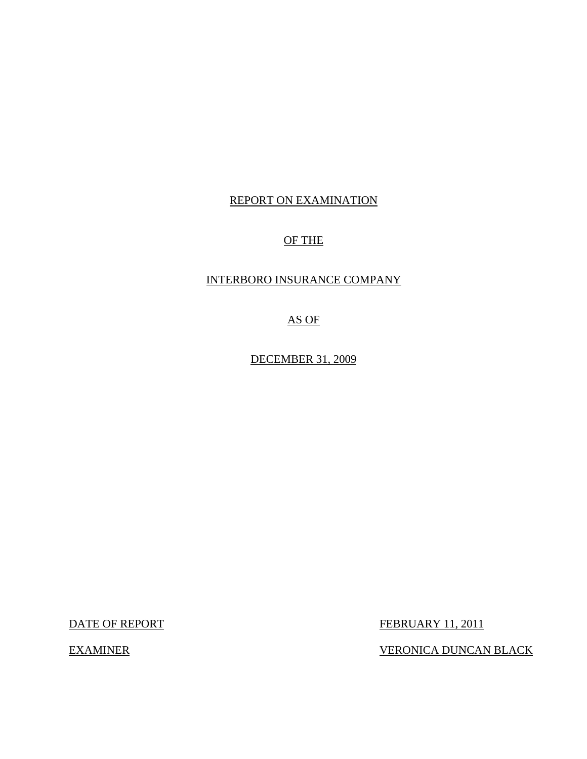REPORT ON EXAMINATION

OF THE

INTERBORO INSURANCE COMPANY

AS OF

DECEMBER 31, 2009

DATE OF REPORT FEBRUARY 11, 2011

EXAMINER VERONICA DUNCAN BLACK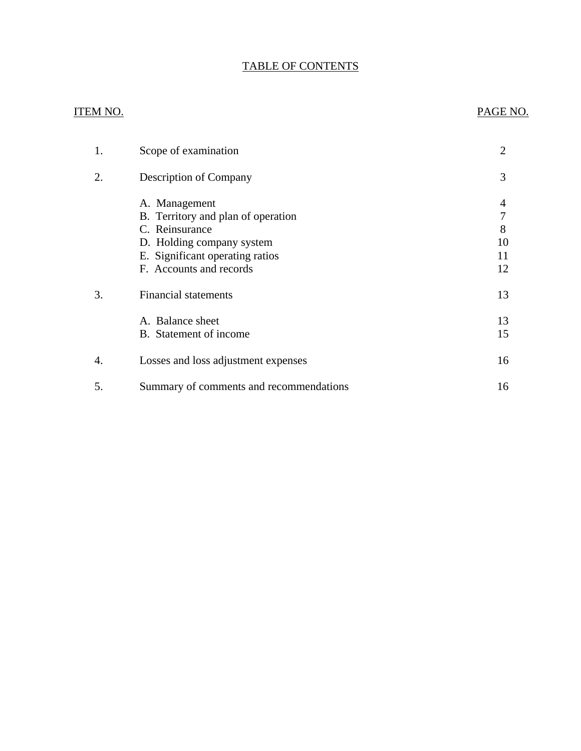# TABLE OF CONTENTS

| ITEM NO. | | PAGE NO. |
|---|---|---|
| 1. | Scope of examination | 2 |
| 2. | Description of Company | 3 |
| | A. Management | 4 |
| | B. Territory and plan of operation | 7 |
| | C. Reinsurance | 8 |
| | D. Holding company system | 10 |
| | E. Significant operating ratios | 11 |
| | F. Accounts and records | 12 |
| 3. | Financial statements | 13 |
| | A. Balance sheet | 13 |
| | B. Statement of income | 15 |
| 4. | Losses and loss adjustment expenses | 16 |
| 5. | Summary of comments and recommendations | 16 |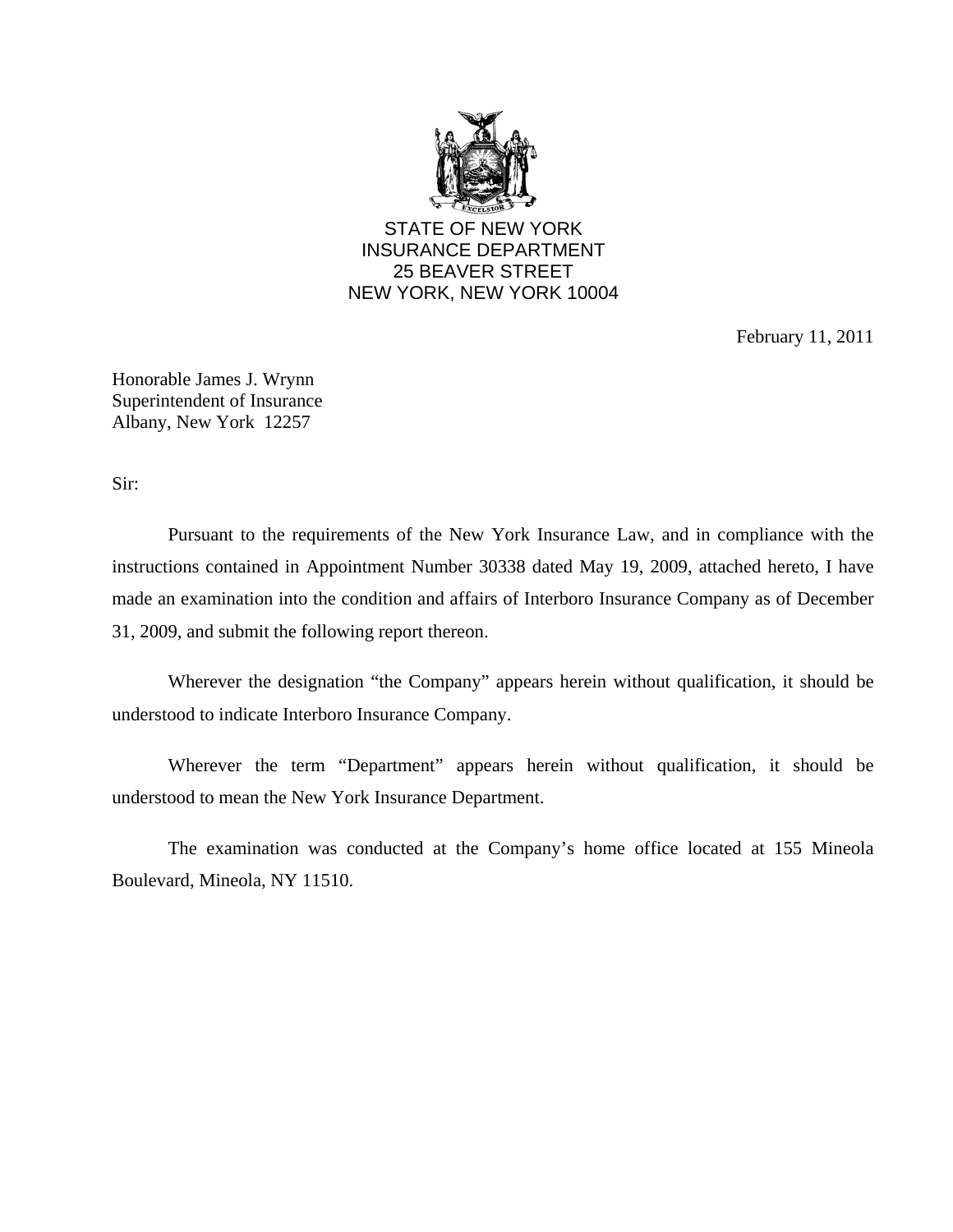STATE OF NEW YORK
INSURANCE DEPARTMENT
25 BEAVER STREET
NEW YORK, NEW YORK 10004

February 11, 2011

Honorable James J. Wrynn
Superintendent of Insurance
Albany, New York 12257

Sir:

Pursuant to the requirements of the New York Insurance Law, and in compliance with the instructions contained in Appointment Number 30338 dated May 19, 2009, attached hereto, I have made an examination into the condition and affairs of Interboro Insurance Company as of December 31, 2009, and submit the following report thereon.

Wherever the designation "the Company" appears herein without qualification, it should be understood to indicate Interboro Insurance Company.

Wherever the term "Department" appears herein without qualification, it should be understood to mean the New York Insurance Department.

The examination was conducted at the Company's home office located at 155 Mineola Boulevard, Mineola, NY 11510.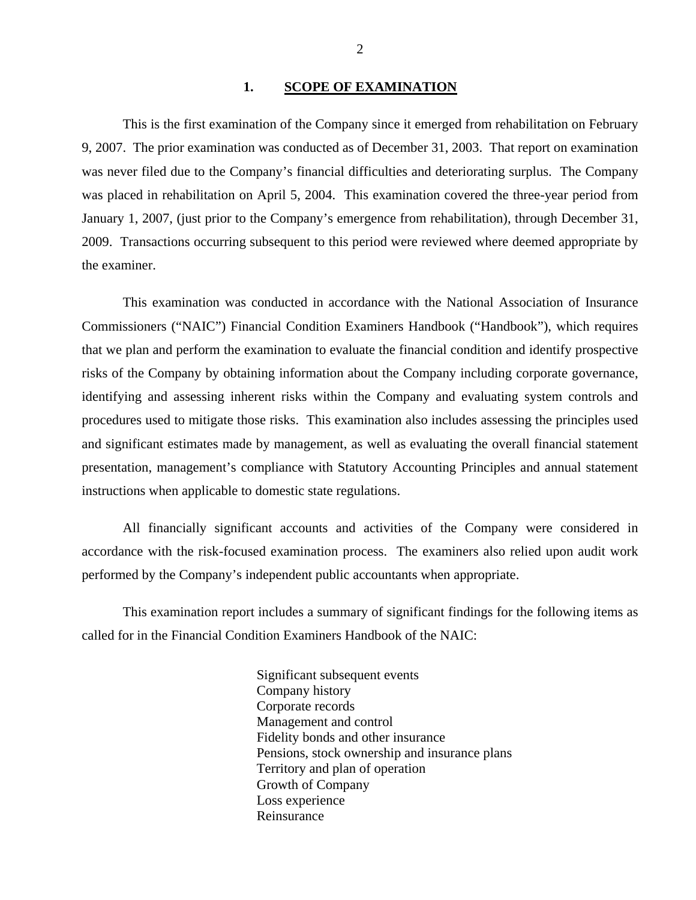## 1. SCOPE OF EXAMINATION

This is the first examination of the Company since it emerged from rehabilitation on February 9, 2007. The prior examination was conducted as of December 31, 2003. That report on examination was never filed due to the Company's financial difficulties and deteriorating surplus. The Company was placed in rehabilitation on April 5, 2004. This examination covered the three-year period from January 1, 2007, (just prior to the Company's emergence from rehabilitation), through December 31, 2009. Transactions occurring subsequent to this period were reviewed where deemed appropriate by the examiner.

This examination was conducted in accordance with the National Association of Insurance Commissioners ("NAIC") Financial Condition Examiners Handbook ("Handbook"), which requires that we plan and perform the examination to evaluate the financial condition and identify prospective risks of the Company by obtaining information about the Company including corporate governance, identifying and assessing inherent risks within the Company and evaluating system controls and procedures used to mitigate those risks. This examination also includes assessing the principles used and significant estimates made by management, as well as evaluating the overall financial statement presentation, management's compliance with Statutory Accounting Principles and annual statement instructions when applicable to domestic state regulations.

All financially significant accounts and activities of the Company were considered in accordance with the risk-focused examination process. The examiners also relied upon audit work performed by the Company's independent public accountants when appropriate.

This examination report includes a summary of significant findings for the following items as called for in the Financial Condition Examiners Handbook of the NAIC:

- Significant subsequent events
- Company history
- Corporate records
- Management and control
- Fidelity bonds and other insurance
- Pensions, stock ownership and insurance plans
- Territory and plan of operation
- Growth of Company
- Loss experience
- Reinsurance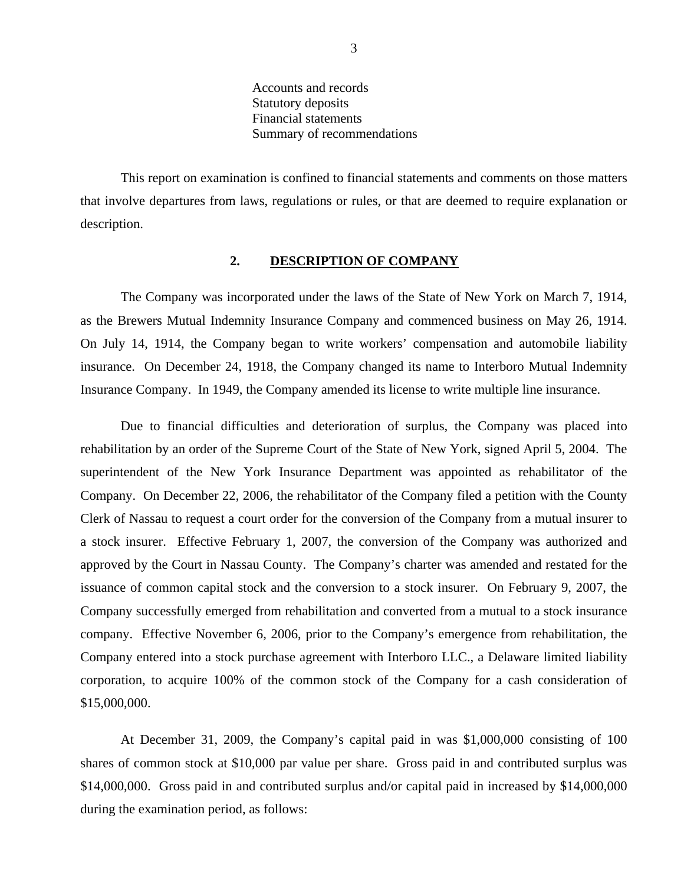Accounts and records
Statutory deposits
Financial statements
Summary of recommendations

This report on examination is confined to financial statements and comments on those matters that involve departures from laws, regulations or rules, or that are deemed to require explanation or description.

## 2. DESCRIPTION OF COMPANY

The Company was incorporated under the laws of the State of New York on March 7, 1914, as the Brewers Mutual Indemnity Insurance Company and commenced business on May 26, 1914. On July 14, 1914, the Company began to write workers' compensation and automobile liability insurance. On December 24, 1918, the Company changed its name to Interboro Mutual Indemnity Insurance Company. In 1949, the Company amended its license to write multiple line insurance.

Due to financial difficulties and deterioration of surplus, the Company was placed into rehabilitation by an order of the Supreme Court of the State of New York, signed April 5, 2004. The superintendent of the New York Insurance Department was appointed as rehabilitator of the Company. On December 22, 2006, the rehabilitator of the Company filed a petition with the County Clerk of Nassau to request a court order for the conversion of the Company from a mutual insurer to a stock insurer. Effective February 1, 2007, the conversion of the Company was authorized and approved by the Court in Nassau County. The Company's charter was amended and restated for the issuance of common capital stock and the conversion to a stock insurer. On February 9, 2007, the Company successfully emerged from rehabilitation and converted from a mutual to a stock insurance company. Effective November 6, 2006, prior to the Company's emergence from rehabilitation, the Company entered into a stock purchase agreement with Interboro LLC., a Delaware limited liability corporation, to acquire 100% of the common stock of the Company for a cash consideration of $15,000,000.

At December 31, 2009, the Company's capital paid in was $1,000,000 consisting of 100 shares of common stock at $10,000 par value per share. Gross paid in and contributed surplus was $14,000,000. Gross paid in and contributed surplus and/or capital paid in increased by $14,000,000 during the examination period, as follows: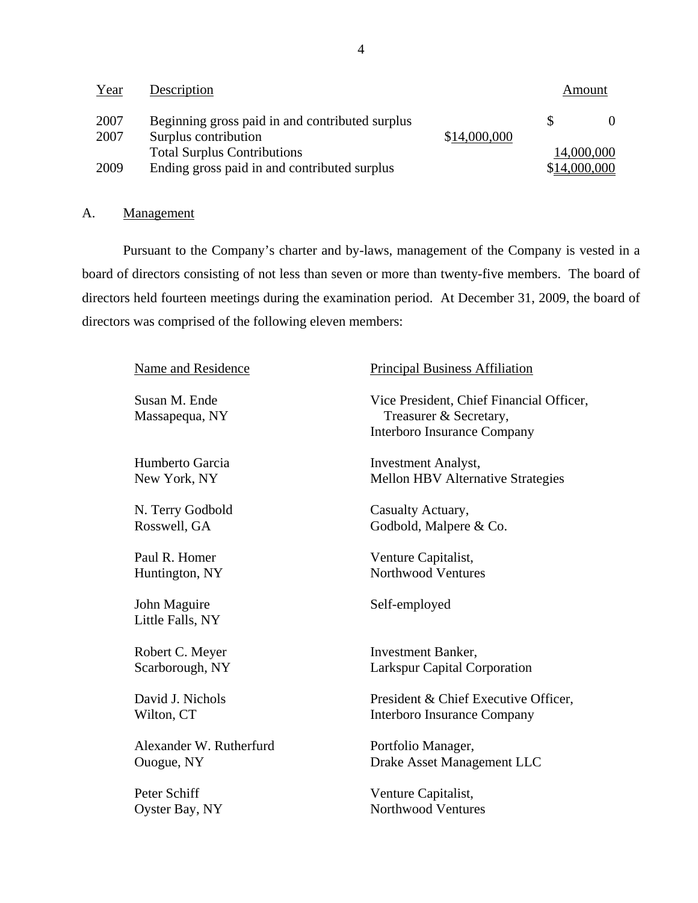| Year | Description | | Amount |
|---|---|---|---|
| 2007 | Beginning gross paid in and contributed surplus | | $ 0 |
| 2007 | Surplus contribution | $14,000,000 | |
| | Total Surplus Contributions | | 14,000,000 |
| 2009 | Ending gross paid in and contributed surplus | | $14,000,000 |

## A. Management

Pursuant to the Company's charter and by-laws, management of the Company is vested in a board of directors consisting of not less than seven or more than twenty-five members. The board of directors held fourteen meetings during the examination period. At December 31, 2009, the board of directors was comprised of the following eleven members:

| Name and Residence | Principal Business Affiliation |
|---|---|
| Susan M. Ende<br>Massapequa, NY | Vice President, Chief Financial Officer, Treasurer & Secretary,<br>Interboro Insurance Company |
| Humberto Garcia<br>New York, NY | Investment Analyst,<br>Mellon HBV Alternative Strategies |
| N. Terry Godbold<br>Rosswell, GA | Casualty Actuary,<br>Godbold, Malpere & Co. |
| Paul R. Homer<br>Huntington, NY | Venture Capitalist,<br>Northwood Ventures |
| John Maguire<br>Little Falls, NY | Self-employed |
| Robert C. Meyer<br>Scarborough, NY | Investment Banker,<br>Larkspur Capital Corporation |
| David J. Nichols<br>Wilton, CT | President & Chief Executive Officer,<br>Interboro Insurance Company |
| Alexander W. Rutherfurd<br>Ouogue, NY | Portfolio Manager,<br>Drake Asset Management LLC |
| Peter Schiff<br>Oyster Bay, NY | Venture Capitalist,<br>Northwood Ventures |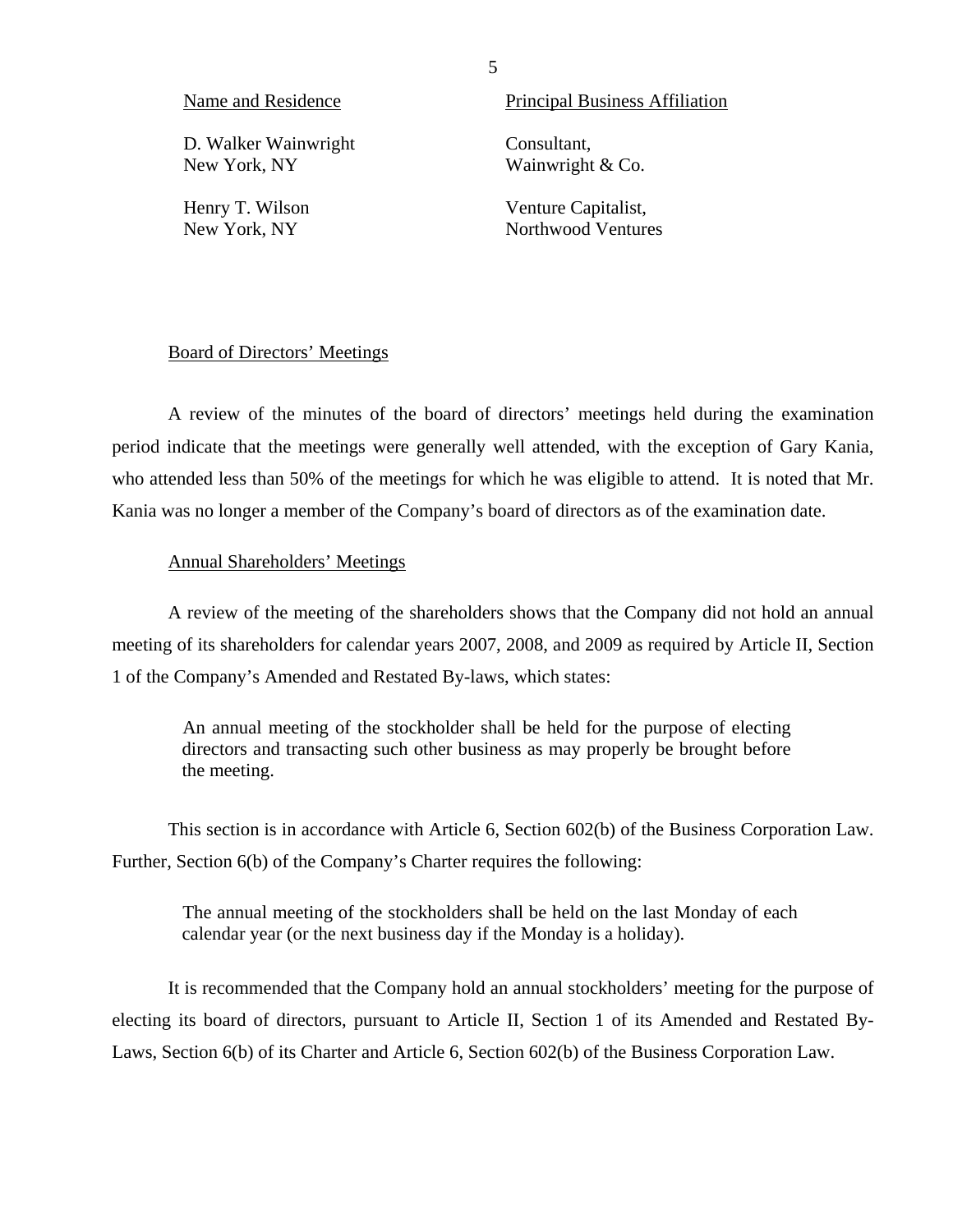| Name and Residence | Principal Business Affiliation |
|---|---|
| D. Walker Wainwright<br>New York, NY | Consultant,<br>Wainwright & Co. |
| Henry T. Wilson<br>New York, NY | Venture Capitalist,<br>Northwood Ventures |

Board of Directors' Meetings

A review of the minutes of the board of directors' meetings held during the examination period indicate that the meetings were generally well attended, with the exception of Gary Kania, who attended less than 50% of the meetings for which he was eligible to attend. It is noted that Mr. Kania was no longer a member of the Company's board of directors as of the examination date.

Annual Shareholders' Meetings

A review of the meeting of the shareholders shows that the Company did not hold an annual meeting of its shareholders for calendar years 2007, 2008, and 2009 as required by Article II, Section 1 of the Company's Amended and Restated By-laws, which states:

> An annual meeting of the stockholder shall be held for the purpose of electing directors and transacting such other business as may properly be brought before the meeting.

This section is in accordance with Article 6, Section 602(b) of the Business Corporation Law. Further, Section 6(b) of the Company's Charter requires the following:

> The annual meeting of the stockholders shall be held on the last Monday of each calendar year (or the next business day if the Monday is a holiday).

It is recommended that the Company hold an annual stockholders' meeting for the purpose of electing its board of directors, pursuant to Article II, Section 1 of its Amended and Restated By-Laws, Section 6(b) of its Charter and Article 6, Section 602(b) of the Business Corporation Law.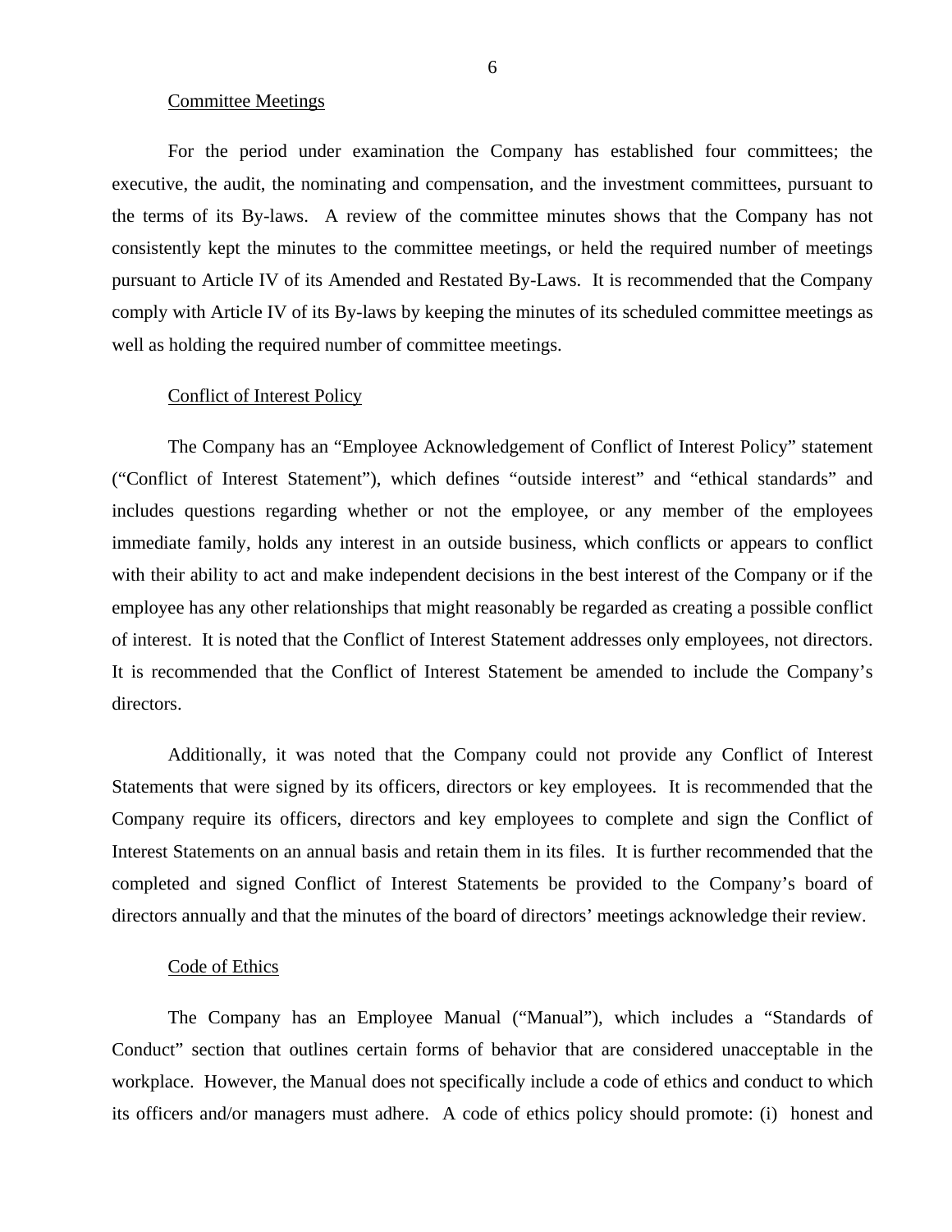Committee Meetings

For the period under examination the Company has established four committees; the executive, the audit, the nominating and compensation, and the investment committees, pursuant to the terms of its By-laws. A review of the committee minutes shows that the Company has not consistently kept the minutes to the committee meetings, or held the required number of meetings pursuant to Article IV of its Amended and Restated By-Laws. It is recommended that the Company comply with Article IV of its By-laws by keeping the minutes of its scheduled committee meetings as well as holding the required number of committee meetings.

Conflict of Interest Policy

The Company has an "Employee Acknowledgement of Conflict of Interest Policy" statement ("Conflict of Interest Statement"), which defines "outside interest" and "ethical standards" and includes questions regarding whether or not the employee, or any member of the employees immediate family, holds any interest in an outside business, which conflicts or appears to conflict with their ability to act and make independent decisions in the best interest of the Company or if the employee has any other relationships that might reasonably be regarded as creating a possible conflict of interest. It is noted that the Conflict of Interest Statement addresses only employees, not directors. It is recommended that the Conflict of Interest Statement be amended to include the Company's directors.

Additionally, it was noted that the Company could not provide any Conflict of Interest Statements that were signed by its officers, directors or key employees. It is recommended that the Company require its officers, directors and key employees to complete and sign the Conflict of Interest Statements on an annual basis and retain them in its files. It is further recommended that the completed and signed Conflict of Interest Statements be provided to the Company's board of directors annually and that the minutes of the board of directors' meetings acknowledge their review.

Code of Ethics

The Company has an Employee Manual ("Manual"), which includes a "Standards of Conduct" section that outlines certain forms of behavior that are considered unacceptable in the workplace. However, the Manual does not specifically include a code of ethics and conduct to which its officers and/or managers must adhere. A code of ethics policy should promote: (i) honest and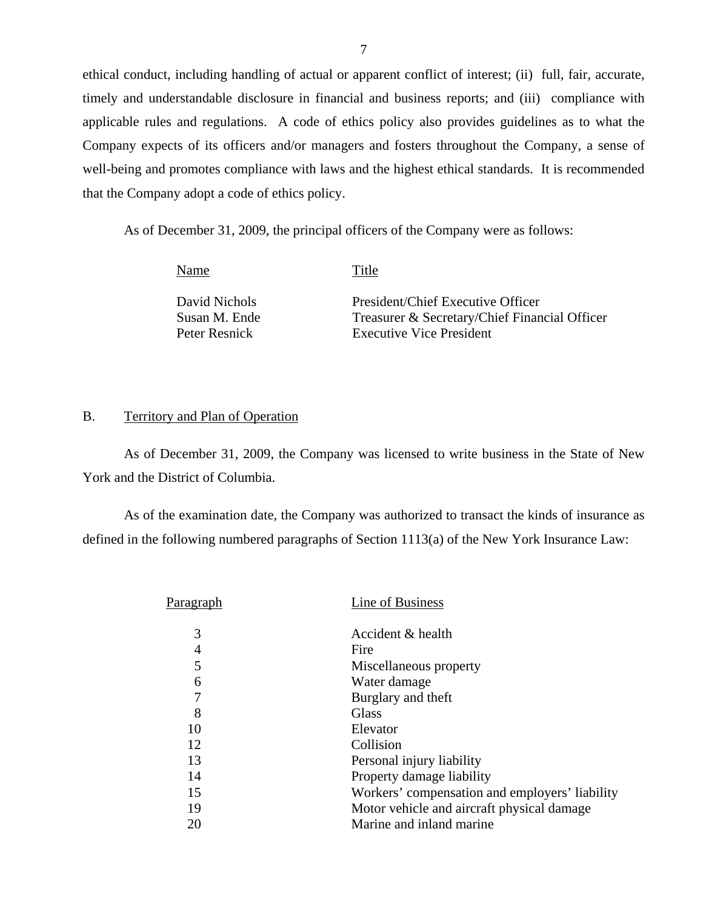ethical conduct, including handling of actual or apparent conflict of interest; (ii) full, fair, accurate, timely and understandable disclosure in financial and business reports; and (iii) compliance with applicable rules and regulations. A code of ethics policy also provides guidelines as to what the Company expects of its officers and/or managers and fosters throughout the Company, a sense of well-being and promotes compliance with laws and the highest ethical standards. It is recommended that the Company adopt a code of ethics policy.

As of December 31, 2009, the principal officers of the Company were as follows:

| Name | Title |
|---|---|
| David Nichols | President/Chief Executive Officer |
| Susan M. Ende | Treasurer & Secretary/Chief Financial Officer |
| Peter Resnick | Executive Vice President |

## B. Territory and Plan of Operation

As of December 31, 2009, the Company was licensed to write business in the State of New York and the District of Columbia.

As of the examination date, the Company was authorized to transact the kinds of insurance as defined in the following numbered paragraphs of Section 1113(a) of the New York Insurance Law:

| Paragraph | Line of Business |
|---|---|
| 3 | Accident & health |
| 4 | Fire |
| 5 | Miscellaneous property |
| 6 | Water damage |
| 7 | Burglary and theft |
| 8 | Glass |
| 10 | Elevator |
| 12 | Collision |
| 13 | Personal injury liability |
| 14 | Property damage liability |
| 15 | Workers' compensation and employers' liability |
| 19 | Motor vehicle and aircraft physical damage |
| 20 | Marine and inland marine |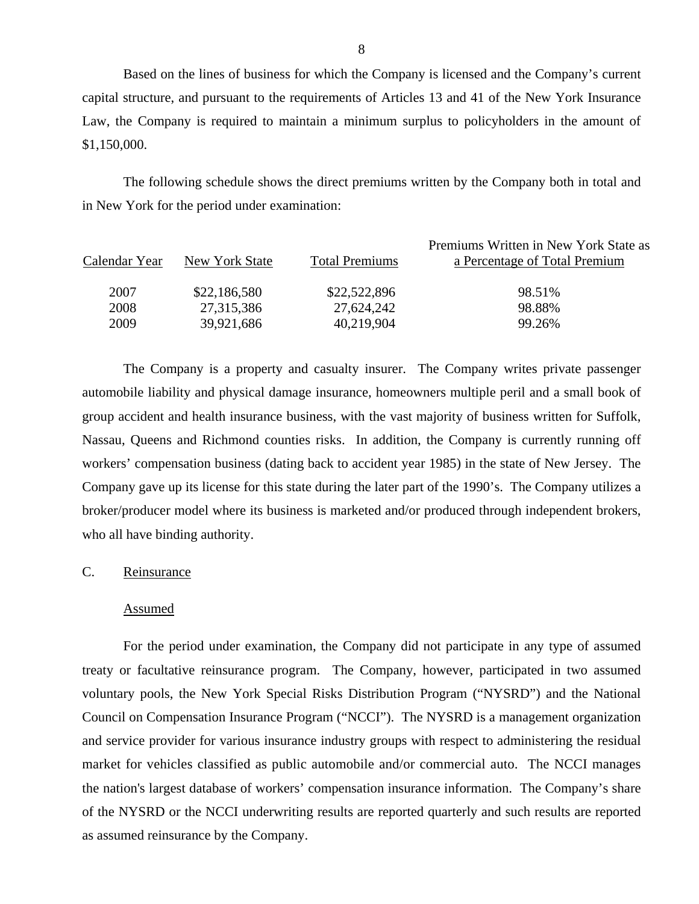Based on the lines of business for which the Company is licensed and the Company's current capital structure, and pursuant to the requirements of Articles 13 and 41 of the New York Insurance Law, the Company is required to maintain a minimum surplus to policyholders in the amount of $1,150,000.

The following schedule shows the direct premiums written by the Company both in total and in New York for the period under examination:

| Calendar Year | New York State | Total Premiums | Premiums Written in New York State as a Percentage of Total Premium |
|---|---|---|---|
| 2007 | $22,186,580 | $22,522,896 | 98.51% |
| 2008 | 27,315,386 | 27,624,242 | 98.88% |
| 2009 | 39,921,686 | 40,219,904 | 99.26% |

The Company is a property and casualty insurer. The Company writes private passenger automobile liability and physical damage insurance, homeowners multiple peril and a small book of group accident and health insurance business, with the vast majority of business written for Suffolk, Nassau, Queens and Richmond counties risks. In addition, the Company is currently running off workers' compensation business (dating back to accident year 1985) in the state of New Jersey. The Company gave up its license for this state during the later part of the 1990's. The Company utilizes a broker/producer model where its business is marketed and/or produced through independent brokers, who all have binding authority.

## C. Reinsurance

### Assumed

For the period under examination, the Company did not participate in any type of assumed treaty or facultative reinsurance program. The Company, however, participated in two assumed voluntary pools, the New York Special Risks Distribution Program ("NYSRD") and the National Council on Compensation Insurance Program ("NCCI"). The NYSRD is a management organization and service provider for various insurance industry groups with respect to administering the residual market for vehicles classified as public automobile and/or commercial auto. The NCCI manages the nation's largest database of workers' compensation insurance information. The Company's share of the NYSRD or the NCCI underwriting results are reported quarterly and such results are reported as assumed reinsurance by the Company.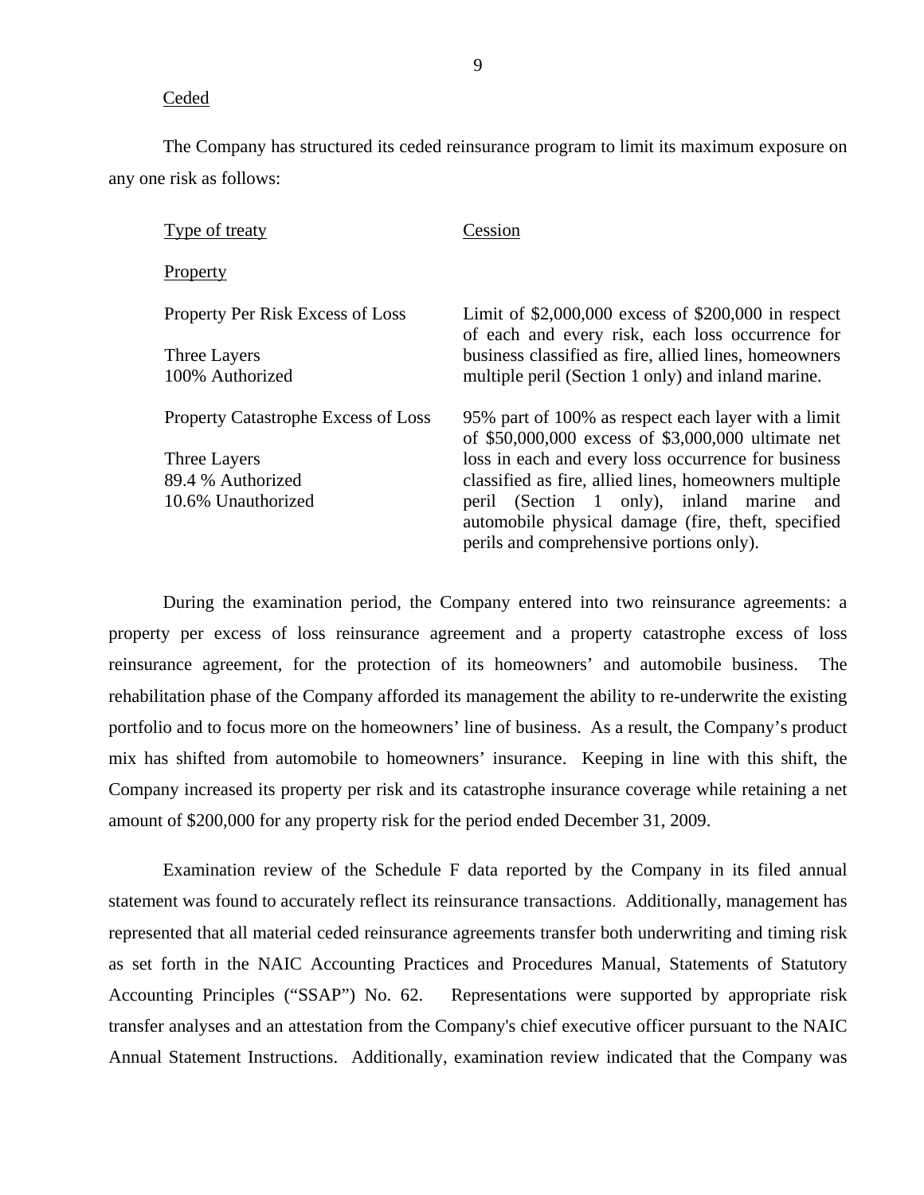Ceded

The Company has structured its ceded reinsurance program to limit its maximum exposure on any one risk as follows:

| Type of treaty | Cession |
|---|---|
| Property | |
| Property Per Risk Excess of Loss<br><br>Three Layers<br>100% Authorized | Limit of \$2,000,000 excess of \$200,000 in respect of each and every risk, each loss occurrence for business classified as fire, allied lines, homeowners multiple peril (Section 1 only) and inland marine. |
| Property Catastrophe Excess of Loss<br><br>Three Layers<br>89.4 % Authorized<br>10.6% Unauthorized | 95% part of 100% as respect each layer with a limit of \$50,000,000 excess of \$3,000,000 ultimate net loss in each and every loss occurrence for business classified as fire, allied lines, homeowners multiple peril (Section 1 only), inland marine and automobile physical damage (fire, theft, specified perils and comprehensive portions only). |

During the examination period, the Company entered into two reinsurance agreements: a property per excess of loss reinsurance agreement and a property catastrophe excess of loss reinsurance agreement, for the protection of its homeowners' and automobile business. The rehabilitation phase of the Company afforded its management the ability to re-underwrite the existing portfolio and to focus more on the homeowners' line of business. As a result, the Company's product mix has shifted from automobile to homeowners' insurance. Keeping in line with this shift, the Company increased its property per risk and its catastrophe insurance coverage while retaining a net amount of \$200,000 for any property risk for the period ended December 31, 2009.

Examination review of the Schedule F data reported by the Company in its filed annual statement was found to accurately reflect its reinsurance transactions. Additionally, management has represented that all material ceded reinsurance agreements transfer both underwriting and timing risk as set forth in the NAIC Accounting Practices and Procedures Manual, Statements of Statutory Accounting Principles ("SSAP") No. 62. Representations were supported by appropriate risk transfer analyses and an attestation from the Company's chief executive officer pursuant to the NAIC Annual Statement Instructions. Additionally, examination review indicated that the Company was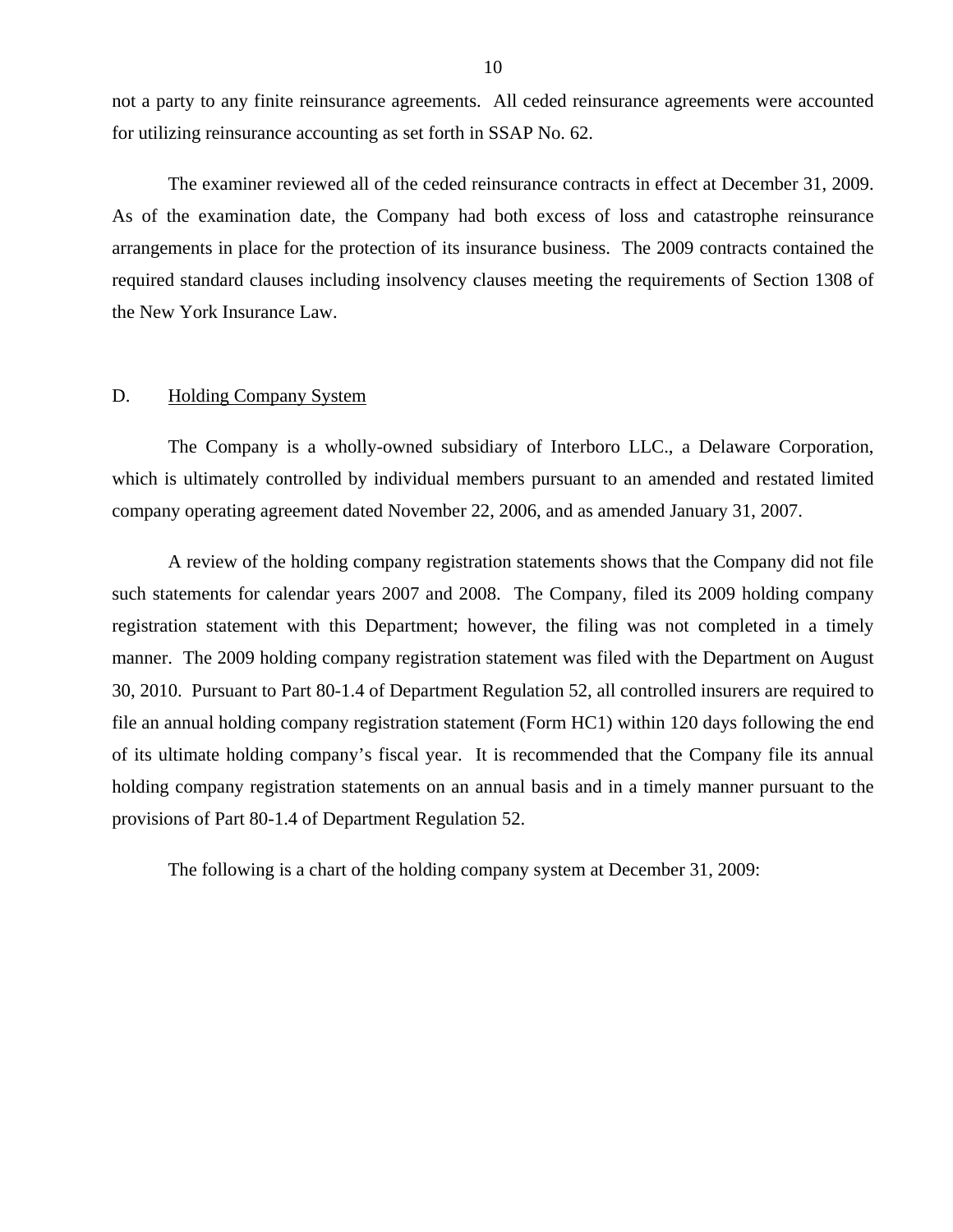not a party to any finite reinsurance agreements. All ceded reinsurance agreements were accounted for utilizing reinsurance accounting as set forth in SSAP No. 62.

The examiner reviewed all of the ceded reinsurance contracts in effect at December 31, 2009. As of the examination date, the Company had both excess of loss and catastrophe reinsurance arrangements in place for the protection of its insurance business. The 2009 contracts contained the required standard clauses including insolvency clauses meeting the requirements of Section 1308 of the New York Insurance Law.

## D. Holding Company System

The Company is a wholly-owned subsidiary of Interboro LLC., a Delaware Corporation, which is ultimately controlled by individual members pursuant to an amended and restated limited company operating agreement dated November 22, 2006, and as amended January 31, 2007.

A review of the holding company registration statements shows that the Company did not file such statements for calendar years 2007 and 2008. The Company, filed its 2009 holding company registration statement with this Department; however, the filing was not completed in a timely manner. The 2009 holding company registration statement was filed with the Department on August 30, 2010. Pursuant to Part 80-1.4 of Department Regulation 52, all controlled insurers are required to file an annual holding company registration statement (Form HC1) within 120 days following the end of its ultimate holding company's fiscal year. It is recommended that the Company file its annual holding company registration statements on an annual basis and in a timely manner pursuant to the provisions of Part 80-1.4 of Department Regulation 52.

The following is a chart of the holding company system at December 31, 2009: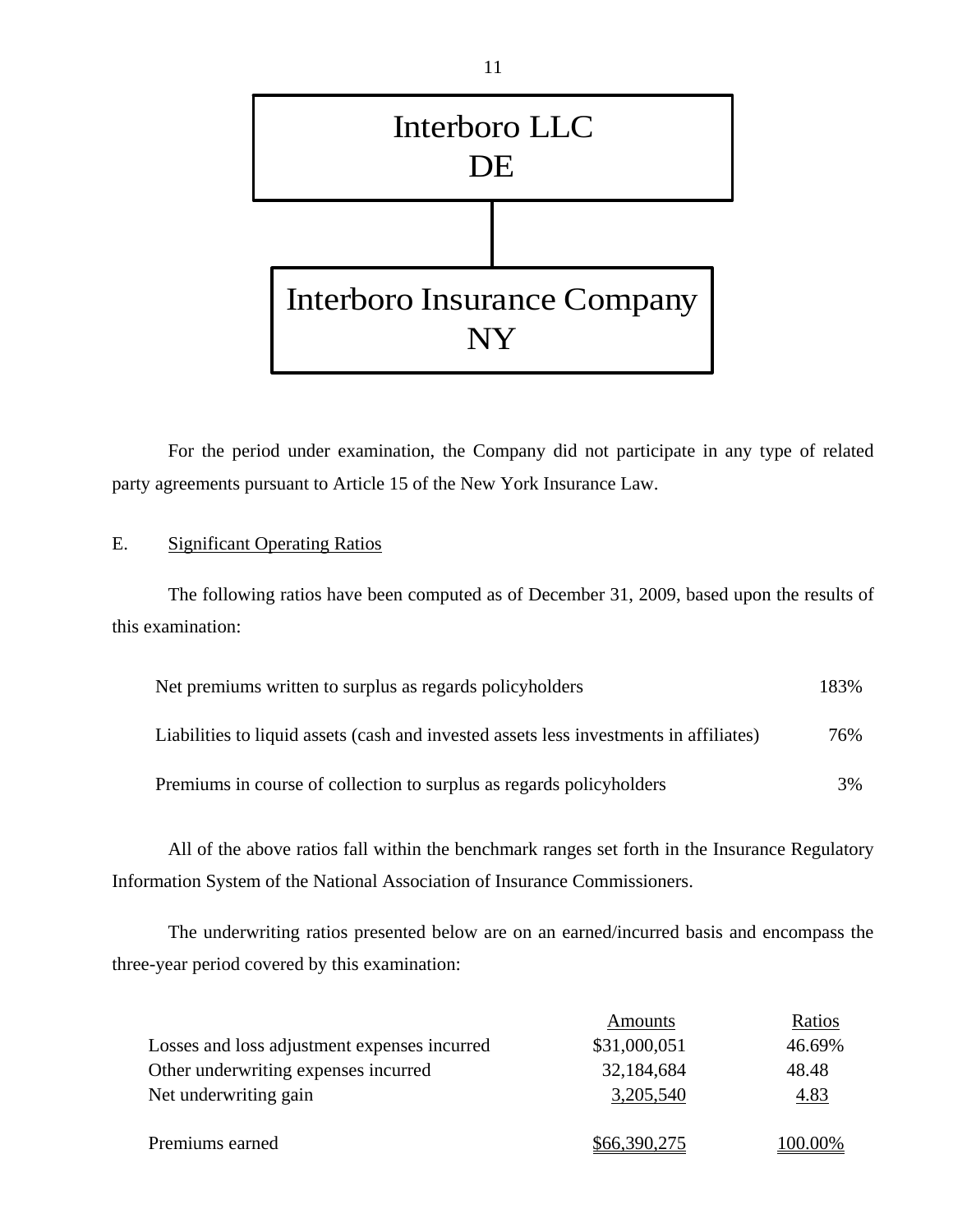Interboro LLC
DE

Interboro Insurance Company
NY

For the period under examination, the Company did not participate in any type of related party agreements pursuant to Article 15 of the New York Insurance Law.

E. Significant Operating Ratios

The following ratios have been computed as of December 31, 2009, based upon the results of this examination:

| | |
|---|---|
| Net premiums written to surplus as regards policyholders | 183% |
| Liabilities to liquid assets (cash and invested assets less investments in affiliates) | 76% |
| Premiums in course of collection to surplus as regards policyholders | 3% |

All of the above ratios fall within the benchmark ranges set forth in the Insurance Regulatory Information System of the National Association of Insurance Commissioners.

The underwriting ratios presented below are on an earned/incurred basis and encompass the three-year period covered by this examination:

| | Amounts | Ratios |
|---|---|---|
| Losses and loss adjustment expenses incurred | $31,000,051 | 46.69% |
| Other underwriting expenses incurred | 32,184,684 | 48.48 |
| Net underwriting gain | 3,205,540 | 4.83 |
| Premiums earned | $66,390,275 | 100.00% |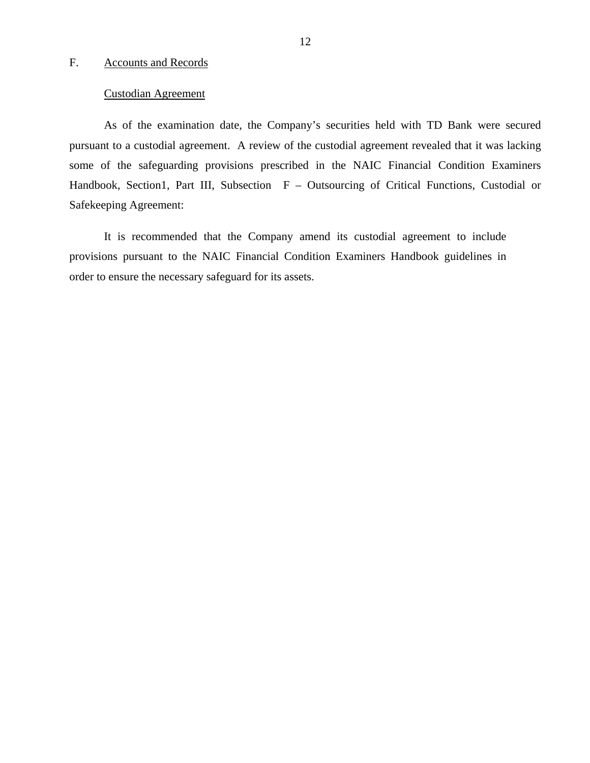## F. Accounts and Records

### Custodian Agreement

As of the examination date, the Company's securities held with TD Bank were secured pursuant to a custodial agreement. A review of the custodial agreement revealed that it was lacking some of the safeguarding provisions prescribed in the NAIC Financial Condition Examiners Handbook, Section1, Part III, Subsection F – Outsourcing of Critical Functions, Custodial or Safekeeping Agreement:

It is recommended that the Company amend its custodial agreement to include provisions pursuant to the NAIC Financial Condition Examiners Handbook guidelines in order to ensure the necessary safeguard for its assets.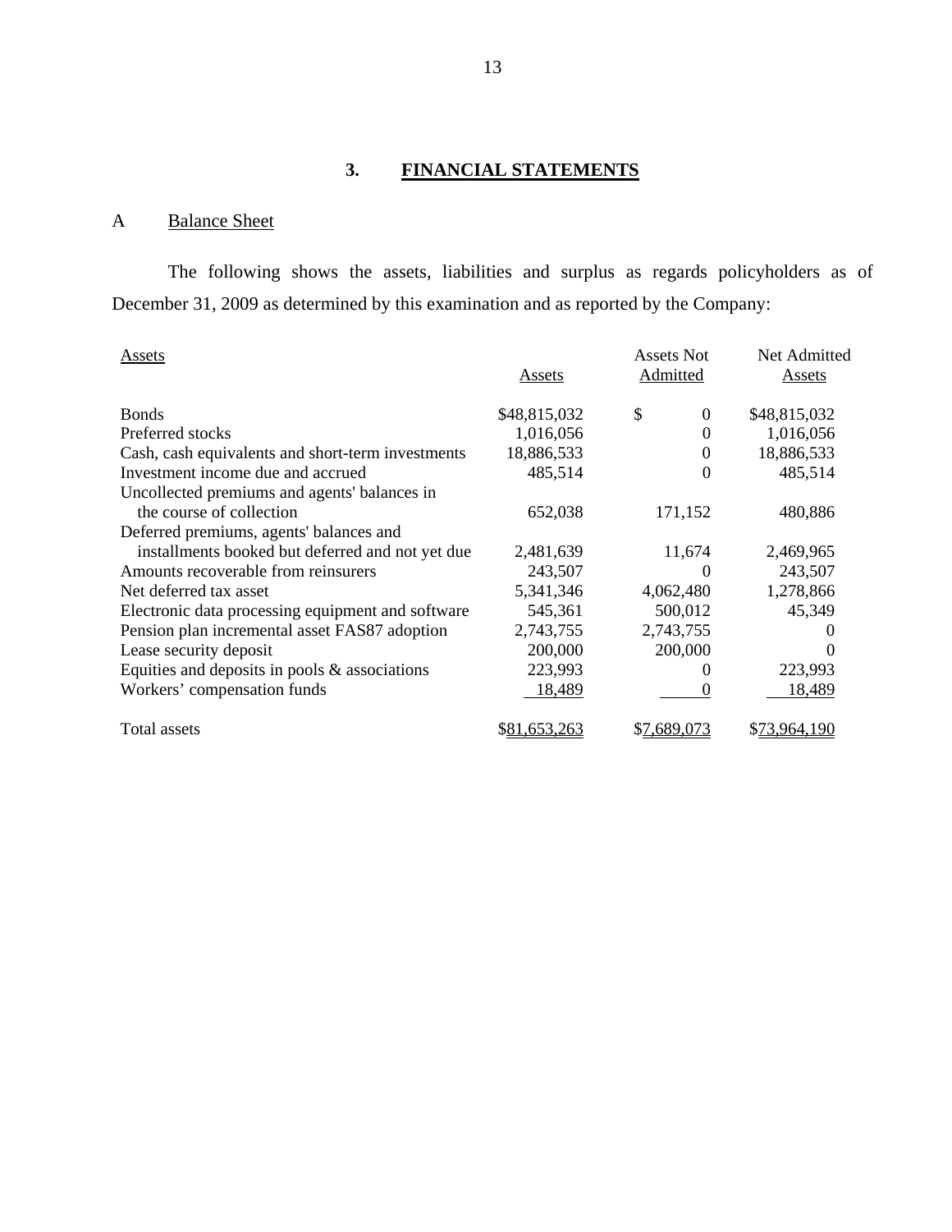## 3. FINANCIAL STATEMENTS

### A Balance Sheet

The following shows the assets, liabilities and surplus as regards policyholders as of December 31, 2009 as determined by this examination and as reported by the Company:

| Assets | Assets | Assets Not Admitted | Net Admitted Assets |
|---|---|---|---|
| Bonds | $48,815,032 | $ 0 | $48,815,032 |
| Preferred stocks | 1,016,056 | 0 | 1,016,056 |
| Cash, cash equivalents and short-term investments | 18,886,533 | 0 | 18,886,533 |
| Investment income due and accrued | 485,514 | 0 | 485,514 |
| Uncollected premiums and agents' balances in the course of collection | 652,038 | 171,152 | 480,886 |
| Deferred premiums, agents' balances and installments booked but deferred and not yet due | 2,481,639 | 11,674 | 2,469,965 |
| Amounts recoverable from reinsurers | 243,507 | 0 | 243,507 |
| Net deferred tax asset | 5,341,346 | 4,062,480 | 1,278,866 |
| Electronic data processing equipment and software | 545,361 | 500,012 | 45,349 |
| Pension plan incremental asset FAS87 adoption | 2,743,755 | 2,743,755 | 0 |
| Lease security deposit | 200,000 | 200,000 | 0 |
| Equities and deposits in pools & associations | 223,993 | 0 | 223,993 |
| Workers' compensation funds | 18,489 | 0 | 18,489 |
| Total assets | $81,653,263 | $7,689,073 | $73,964,190 |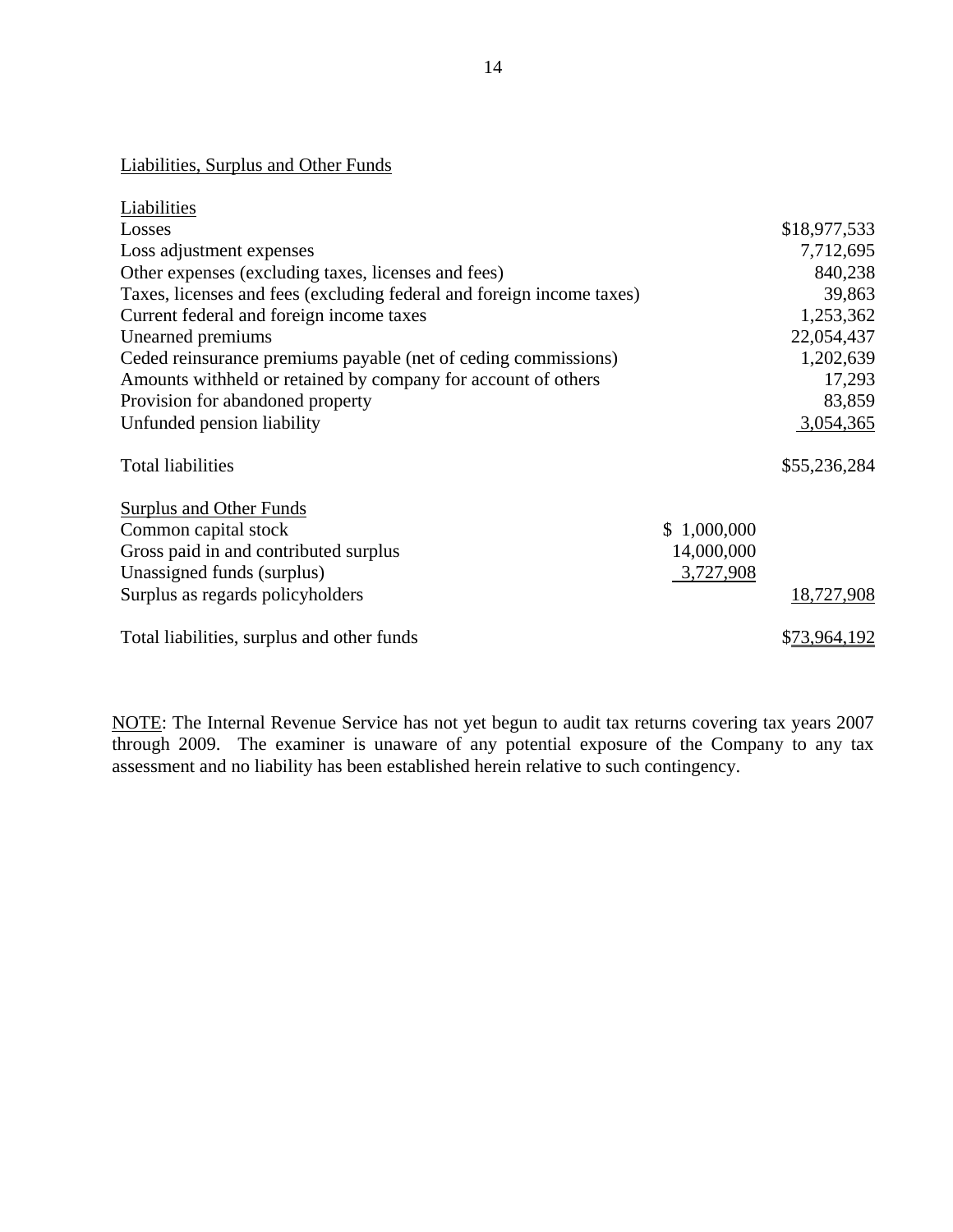Liabilities, Surplus and Other Funds

| Liabilities | | |
|---|---|---|
| Losses | | $18,977,533 |
| Loss adjustment expenses | | 7,712,695 |
| Other expenses (excluding taxes, licenses and fees) | | 840,238 |
| Taxes, licenses and fees (excluding federal and foreign income taxes) | | 39,863 |
| Current federal and foreign income taxes | | 1,253,362 |
| Unearned premiums | | 22,054,437 |
| Ceded reinsurance premiums payable (net of ceding commissions) | | 1,202,639 |
| Amounts withheld or retained by company for account of others | | 17,293 |
| Provision for abandoned property | | 83,859 |
| Unfunded pension liability | | 3,054,365 |
| Total liabilities | | $55,236,284 |
| **Surplus and Other Funds** | | |
| Common capital stock | $ 1,000,000 | |
| Gross paid in and contributed surplus | 14,000,000 | |
| Unassigned funds (surplus) | 3,727,908 | |
| Surplus as regards policyholders | | 18,727,908 |
| Total liabilities, surplus and other funds | | $73,964,192 |

NOTE: The Internal Revenue Service has not yet begun to audit tax returns covering tax years 2007 through 2009. The examiner is unaware of any potential exposure of the Company to any tax assessment and no liability has been established herein relative to such contingency.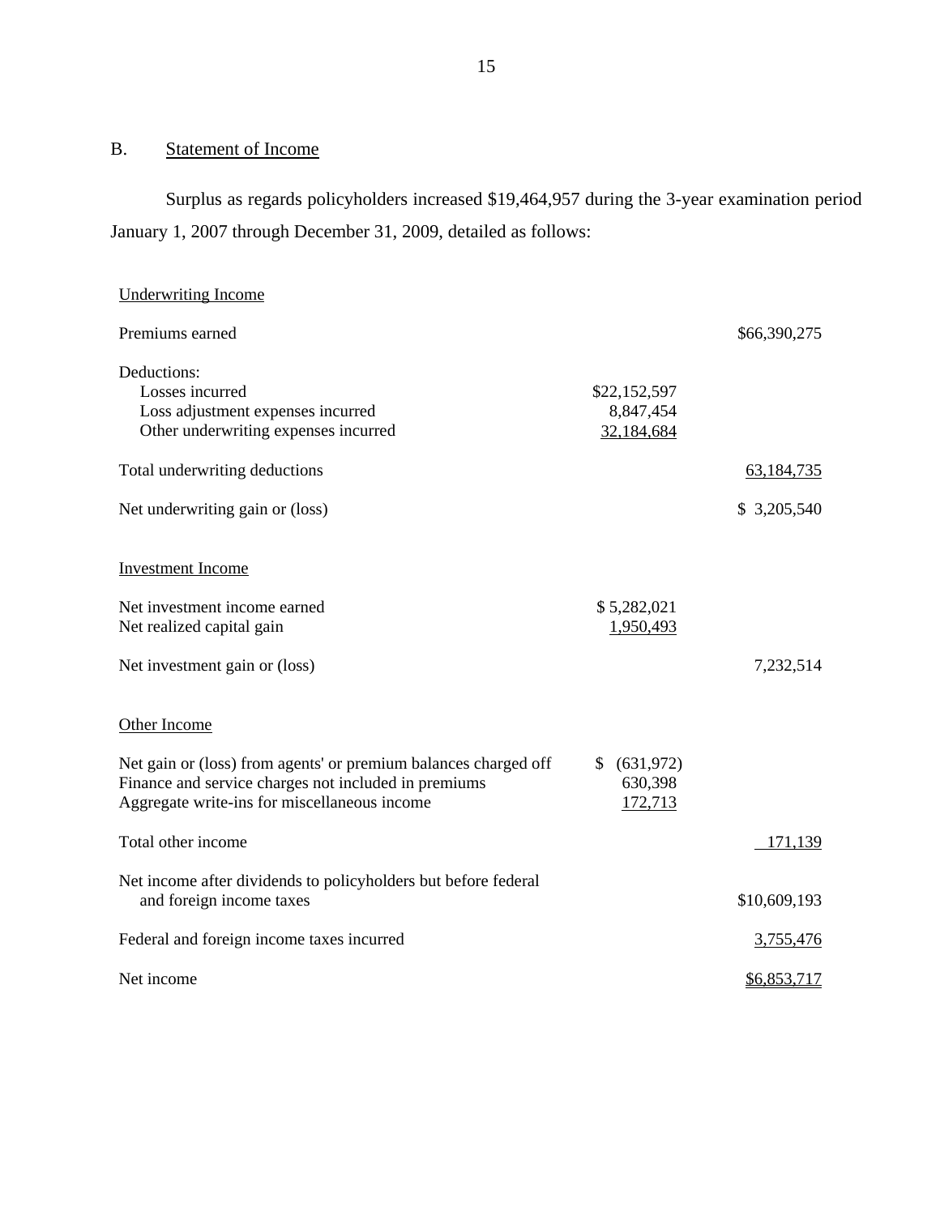## B. Statement of Income

Surplus as regards policyholders increased $19,464,957 during the 3-year examination period January 1, 2007 through December 31, 2009, detailed as follows:

| | | |
|---|---|---|
| Underwriting Income | | |
| Premiums earned | | $66,390,275 |
| Deductions: | | |
| Losses incurred | $22,152,597 | |
| Losses adjustment expenses incurred | 8,847,454 | |
| Other underwriting expenses incurred | 32,184,684 | |
| Total underwriting deductions | | 63,184,735 |
| Net underwriting gain or (loss) | | $ 3,205,540 |
| Investment Income | | |
| Net investment income earned | $ 5,282,021 | |
| Net realized capital gain | 1,950,493 | |
| Net investment gain or (loss) | | 7,232,514 |
| Other Income | | |
| Net gain or (loss) from agents' or premium balances charged off | $ (631,972) | |
| Finance and service charges not included in premiums | 630,398 | |
| Aggregate write-ins for miscellaneous income | 172,713 | |
| Total other income | | 171,139 |
| Net income after dividends to policyholders but before federal and foreign income taxes | | $10,609,193 |
| Federal and foreign income taxes incurred | | 3,755,476 |
| Net income | | $6,853,717 |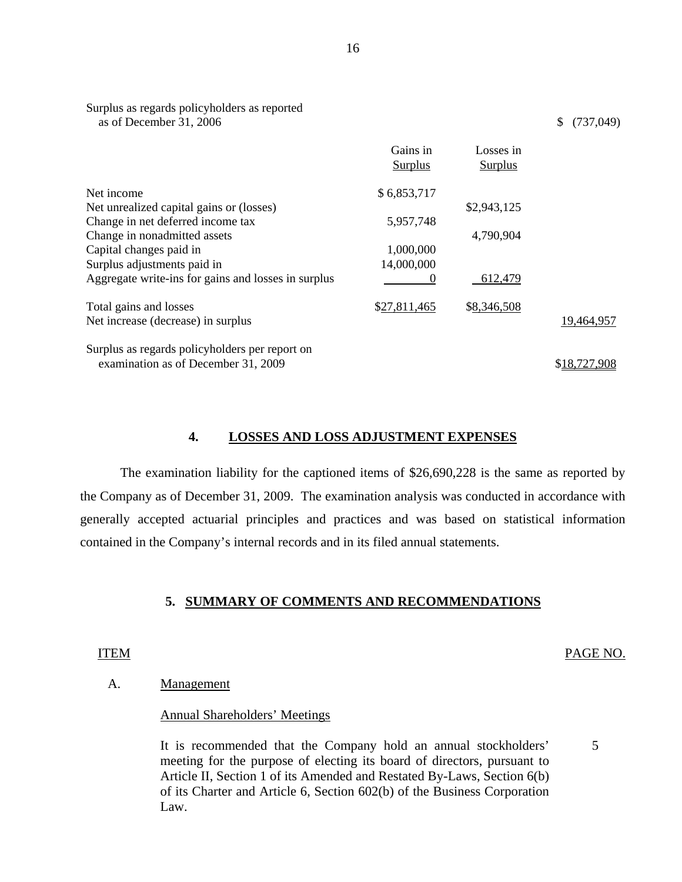| | Gains in Surplus | Losses in Surplus | |
|---|---|---|---|
| Surplus as regards policyholders as reported as of December 31, 2006 | | | $ (737,049) |
| Net income | $ 6,853,717 | | |
| Net unrealized capital gains or (losses) | | $2,943,125 | |
| Change in net deferred income tax | 5,957,748 | | |
| Change in nonadmitted assets | | 4,790,904 | |
| Capital changes paid in | 1,000,000 | | |
| Surplus adjustments paid in | 14,000,000 | | |
| Aggregate write-ins for gains and losses in surplus | 0 | 612,479 | |
| Total gains and losses | $27,811,465 | $8,346,508 | |
| Net increase (decrease) in surplus | | | 19,464,957 |
| Surplus as regards policyholders per report on examination as of December 31, 2009 | | | $18,727,908 |

## 4. LOSSES AND LOSS ADJUSTMENT EXPENSES

The examination liability for the captioned items of $26,690,228 is the same as reported by the Company as of December 31, 2009. The examination analysis was conducted in accordance with generally accepted actuarial principles and practices and was based on statistical information contained in the Company's internal records and in its filed annual statements.

## 5. SUMMARY OF COMMENTS AND RECOMMENDATIONS

| ITEM | | PAGE NO. |
|---|---|---|
| A. | Management | |
| | Annual Shareholders' Meetings | |
| | It is recommended that the Company hold an annual stockholders' meeting for the purpose of electing its board of directors, pursuant to Article II, Section 1 of its Amended and Restated By-Laws, Section 6(b) of its Charter and Article 6, Section 602(b) of the Business Corporation Law. | 5 |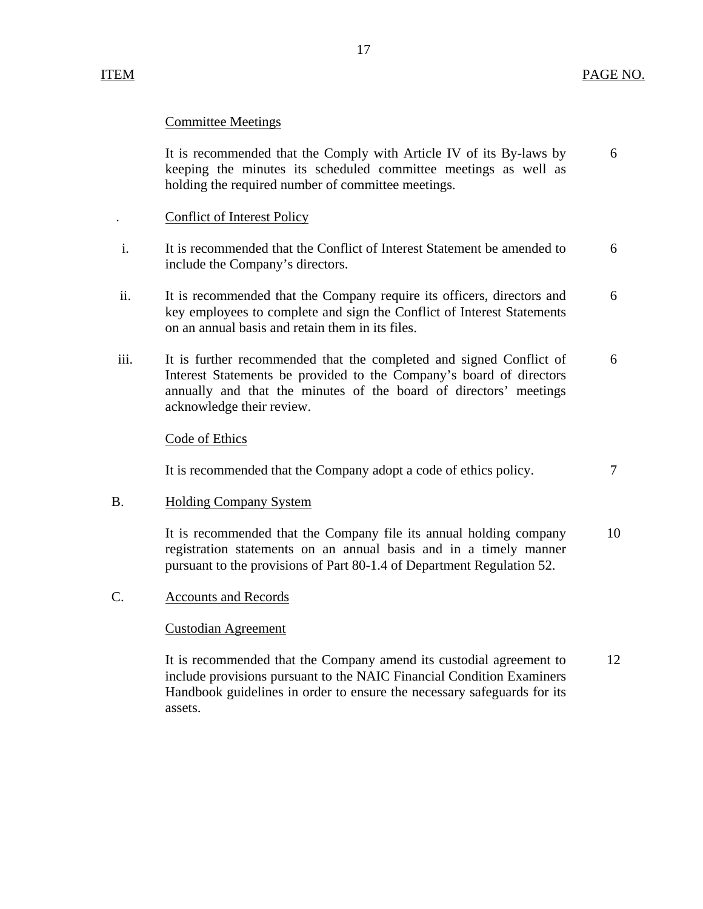| ITEM | | PAGE NO. |
|---|---|---|
| | Committee Meetings | |
| | It is recommended that the Comply with Article IV of its By-laws by keeping the minutes its scheduled committee meetings as well as holding the required number of committee meetings. | 6 |
| . | Conflict of Interest Policy | |
| i. | It is recommended that the Conflict of Interest Statement be amended to include the Company's directors. | 6 |
| ii. | It is recommended that the Company require its officers, directors and key employees to complete and sign the Conflict of Interest Statements on an annual basis and retain them in its files. | 6 |
| iii. | It is further recommended that the completed and signed Conflict of Interest Statements be provided to the Company's board of directors annually and that the minutes of the board of directors' meetings acknowledge their review. | 6 |
| | Code of Ethics | |
| | It is recommended that the Company adopt a code of ethics policy. | 7 |
| B. | Holding Company System | |
| | It is recommended that the Company file its annual holding company registration statements on an annual basis and in a timely manner pursuant to the provisions of Part 80-1.4 of Department Regulation 52. | 10 |
| C. | Accounts and Records | |
| | Custodian Agreement | |
| | It is recommended that the Company amend its custodial agreement to include provisions pursuant to the NAIC Financial Condition Examiners Handbook guidelines in order to ensure the necessary safeguards for its assets. | 12 |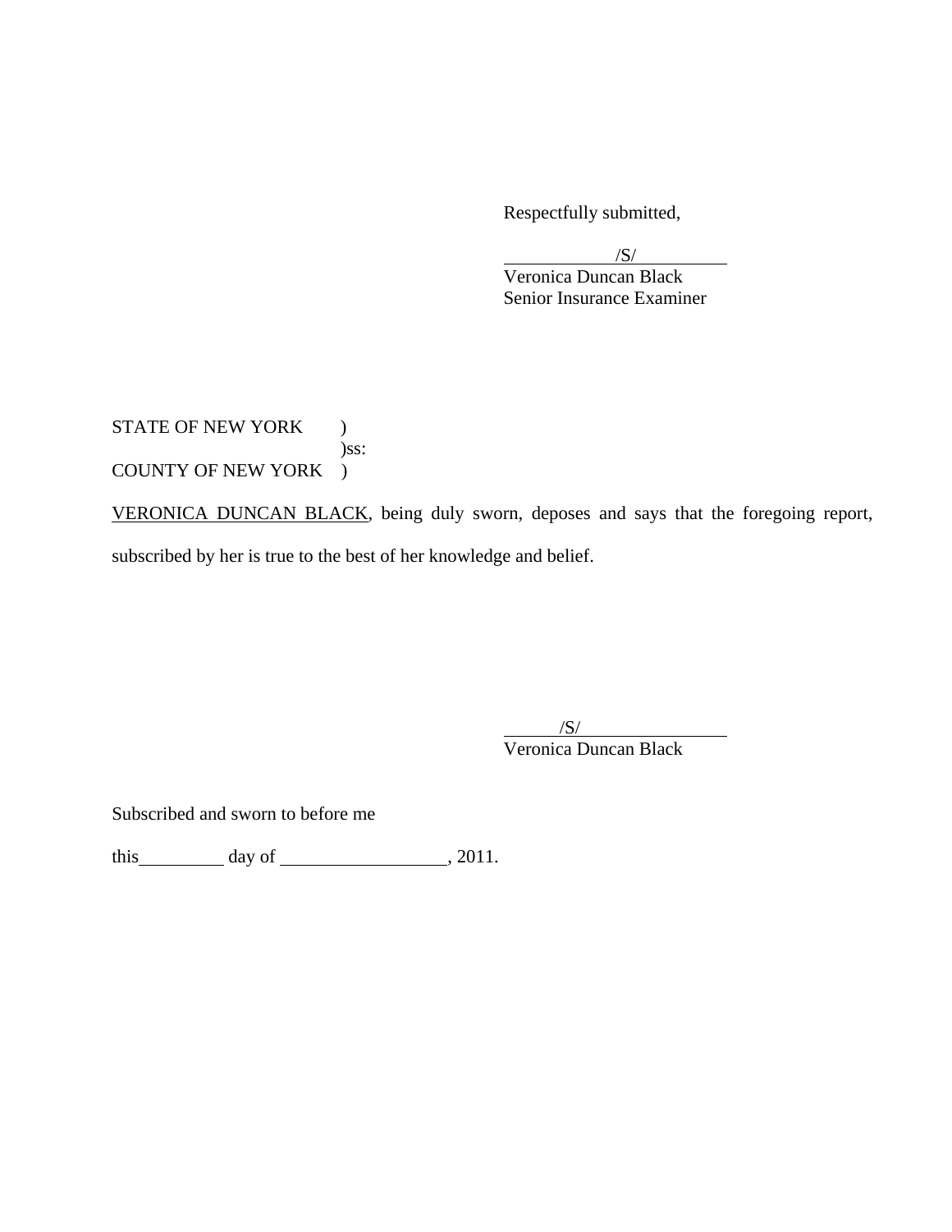Respectfully submitted,

/S/

Veronica Duncan Black
Senior Insurance Examiner

STATE OF NEW YORK )
)ss:
COUNTY OF NEW YORK )

VERONICA DUNCAN BLACK, being duly sworn, deposes and says that the foregoing report, subscribed by her is true to the best of her knowledge and belief.

/S/

Veronica Duncan Black

Subscribed and sworn to before me

this \_\_\_\_\_\_\_\_\_ day of \_\_\_\_\_\_\_\_\_\_\_\_\_\_\_\_\_, 2011.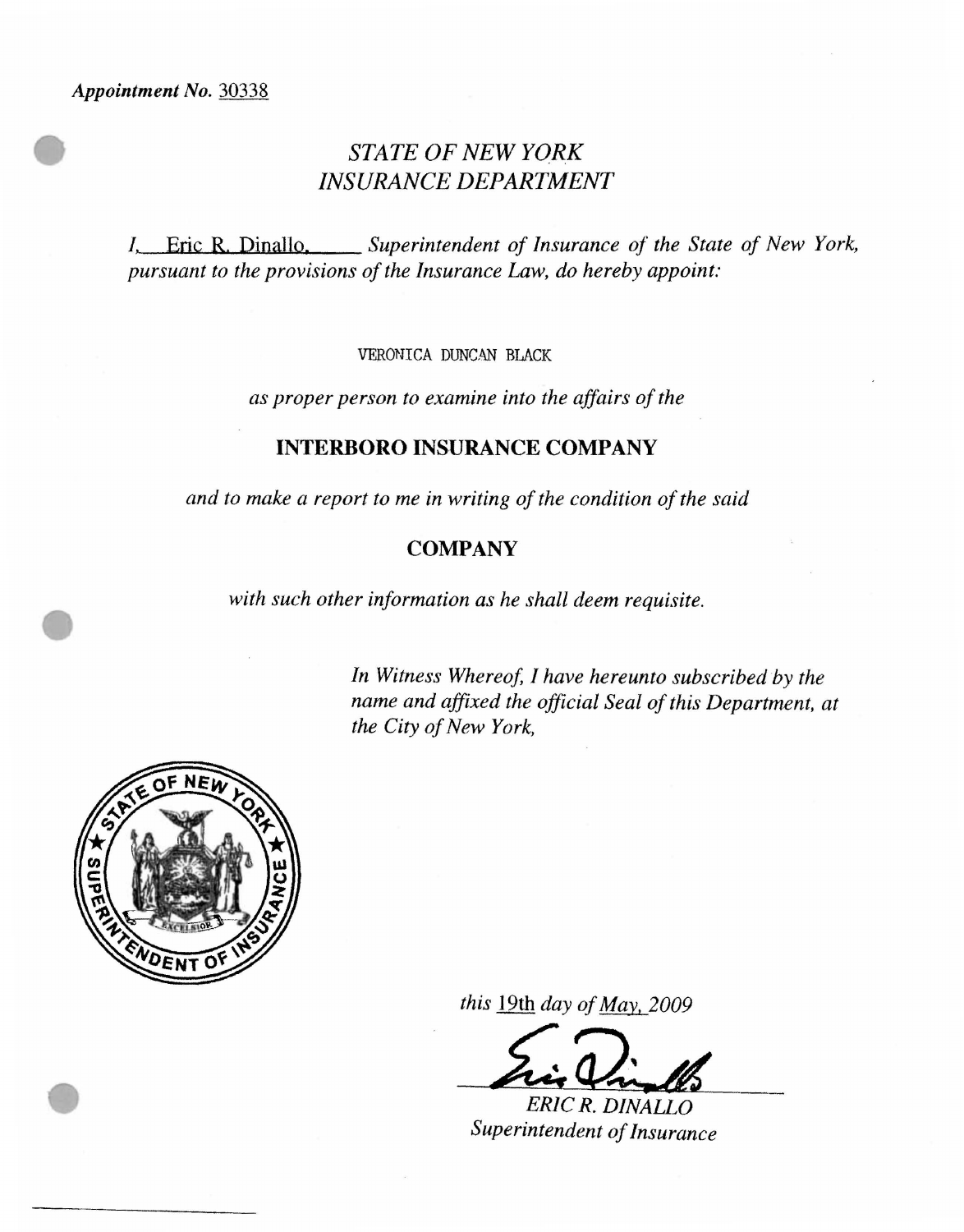*Appointment No.* 30338

## *STATE OF NEW YORK*
## *INSURANCE DEPARTMENT*

*I,* Eric R. Dinallo, *Superintendent of Insurance of the State of New York, pursuant to the provisions of the Insurance Law, do hereby appoint:*

VERONICA DUNCAN BLACK

*as proper person to examine into the affairs of the*

**INTERBORO INSURANCE COMPANY**

*and to make a report to me in writing of the condition of the said*

**COMPANY**

*with such other information as he shall deem requisite.*

*In Witness Whereof, I have hereunto subscribed by the name and affixed the official Seal of this Department, at the City of New York,*

STATE OF NEW YORK ★ SUPERINTENDENT OF INSURANCE ★ EXCELSIOR

*this* 19th *day of* May, *2009*

*ERIC R. DINALLO*
*Superintendent of Insurance*